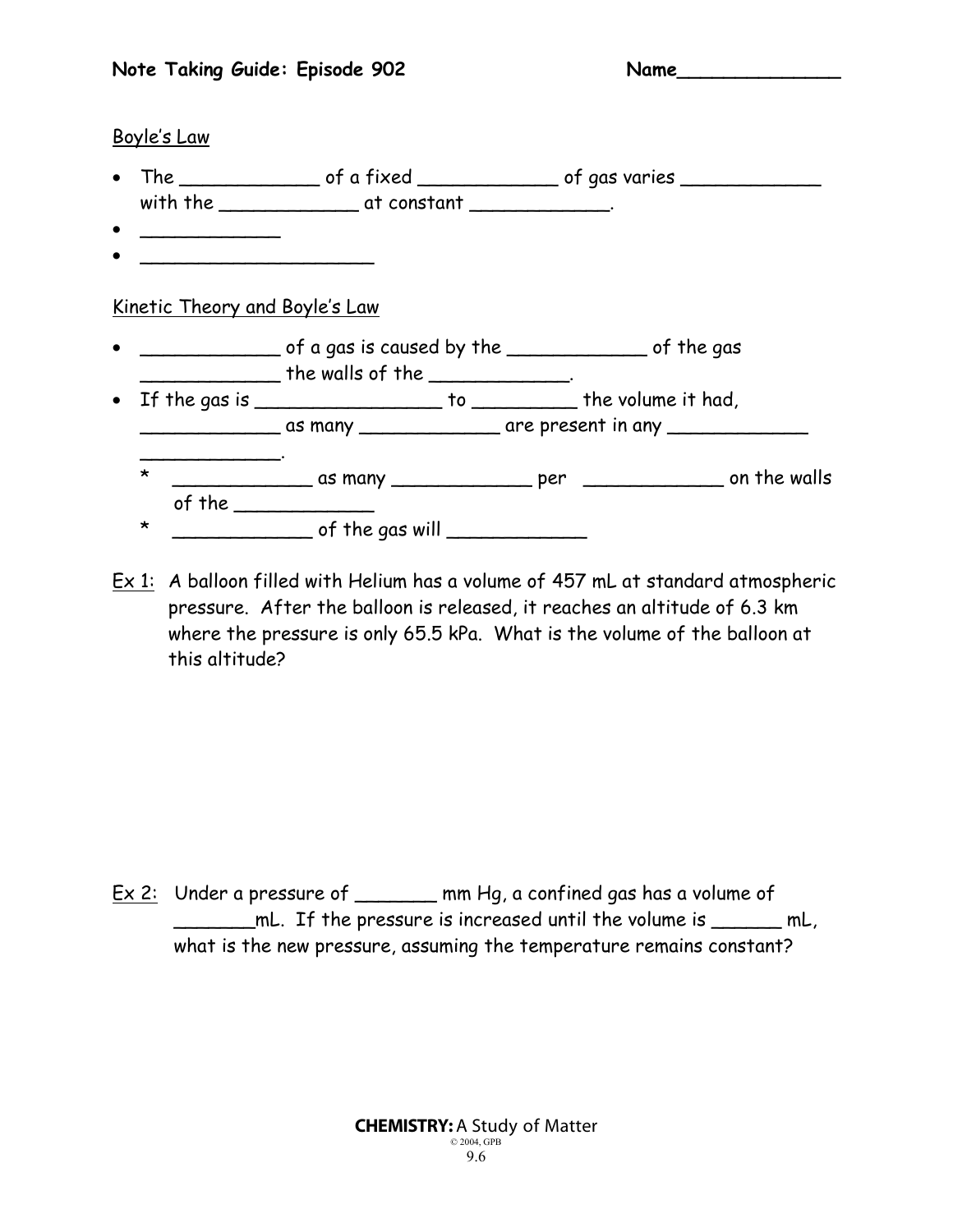**Note Taking Guide: Episode 902** **Name______________**

Boyle's Law

- The ____________ of a fixed ____________ of gas varies ____________ with the ____________ at constant ____________.
- ____________
- ____________________

Kinetic Theory and Boyle's Law

- ____________ of a gas is caused by the ____________ of the gas ____________ the walls of the ____________.
- If the gas is ________________ to _________ the volume it had, ____________ as many ____________ are present in any ____________ ____________.
  - * ____________ as many ____________ per ____________ on the walls of the ____________
  - * ____________ of the gas will ____________

Ex 1: A balloon filled with Helium has a volume of 457 mL at standard atmospheric pressure. After the balloon is released, it reaches an altitude of 6.3 km where the pressure is only 65.5 kPa. What is the volume of the balloon at this altitude?

Ex 2: Under a pressure of _______ mm Hg, a confined gas has a volume of _______mL. If the pressure is increased until the volume is ______ mL, what is the new pressure, assuming the temperature remains constant?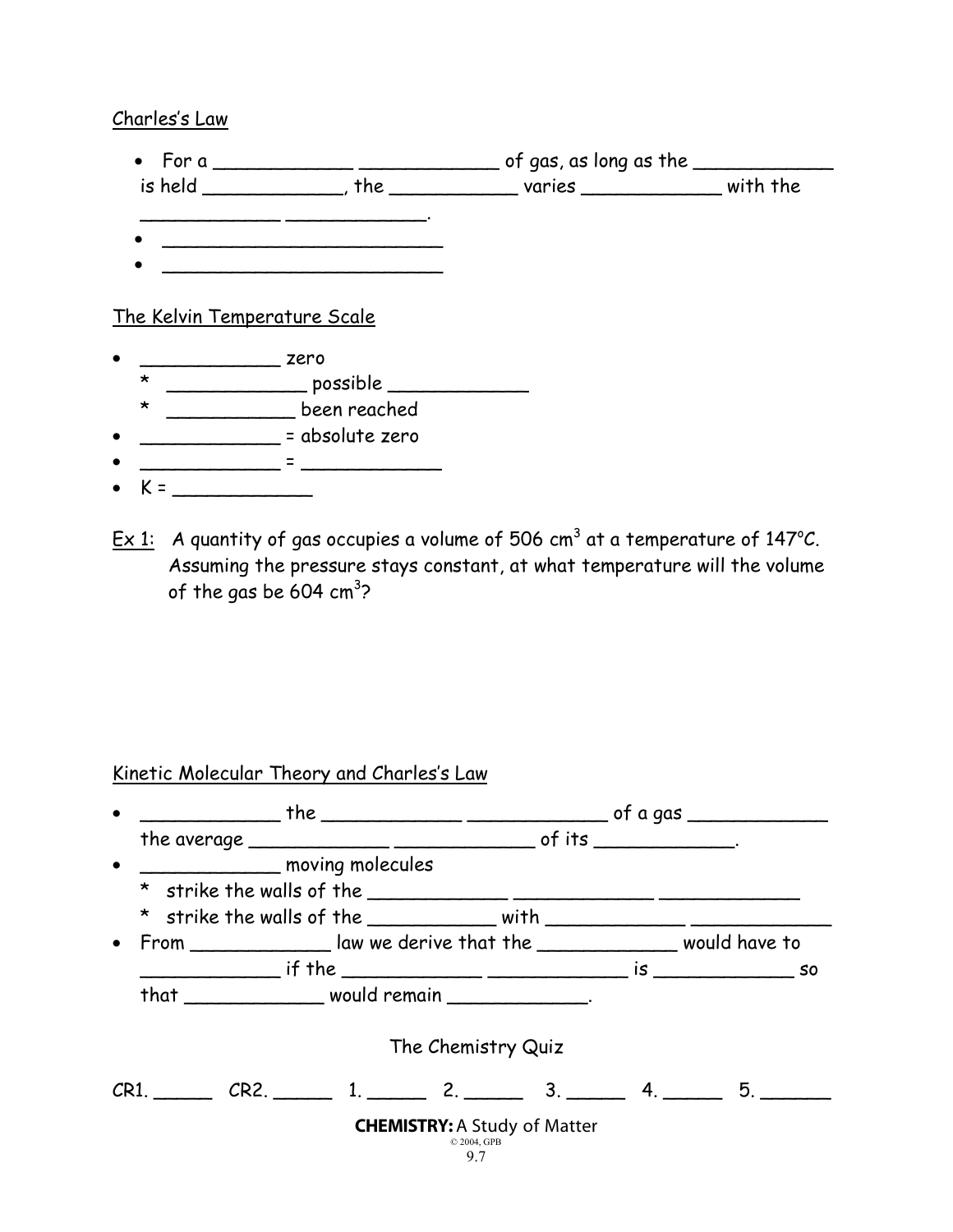Charles's Law

- For a ____________ ____________ of gas, as long as the ____________ is held ____________, the ___________ varies ____________ with the ____________ ____________.
- __________________________
- __________________________

The Kelvin Temperature Scale

- ____________ zero
  * ____________ possible ____________
  * ___________ been reached
- ____________ = absolute zero
- ____________ = ____________
- K = ____________

Ex 1: A quantity of gas occupies a volume of 506 $cm^3$ at a temperature of 147°C. Assuming the pressure stays constant, at what temperature will the volume of the gas be 604 $cm^3$?

Kinetic Molecular Theory and Charles's Law

- ____________ the ____________ ____________ of a gas ____________ the average ____________ ____________ of its ____________.
- ____________ moving molecules
  * strike the walls of the ____________ ____________ ____________
  * strike the walls of the ___________ with ____________ ____________
- From ____________ law we derive that the ____________ would have to ____________ if the ____________ ____________ is ____________ so that ____________ would remain ____________.

The Chemistry Quiz

CR1. _____ CR2. _____ 1. _____ 2. _____ 3. _____ 4. _____ 5. ______

**CHEMISTRY:** A Study of Matter
© 2004, GPB
9.7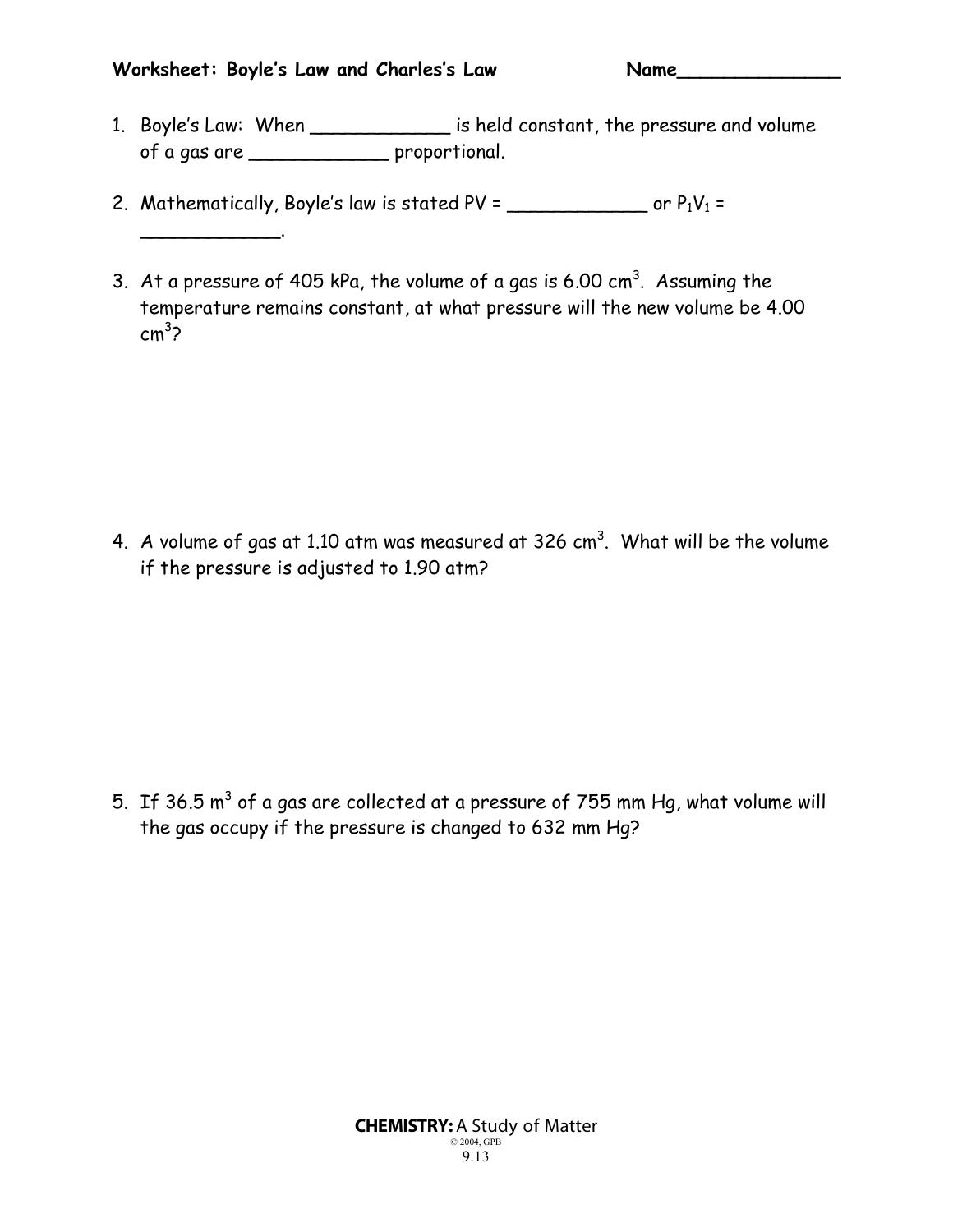**Worksheet: Boyle's Law and Charles's Law** **Name______________**

1. Boyle's Law: When ____________ is held constant, the pressure and volume of a gas are ____________ proportional.

2. Mathematically, Boyle's law is stated PV = ____________ or $P_1V_1$ = ____________.

3. At a pressure of 405 kPa, the volume of a gas is 6.00 $cm^3$. Assuming the temperature remains constant, at what pressure will the new volume be 4.00 $cm^3$?

4. A volume of gas at 1.10 atm was measured at 326 $cm^3$. What will be the volume if the pressure is adjusted to 1.90 atm?

5. If 36.5 $m^3$ of a gas are collected at a pressure of 755 mm Hg, what volume will the gas occupy if the pressure is changed to 632 mm Hg?

**CHEMISTRY:** A Study of Matter
© 2004, GPB
9.13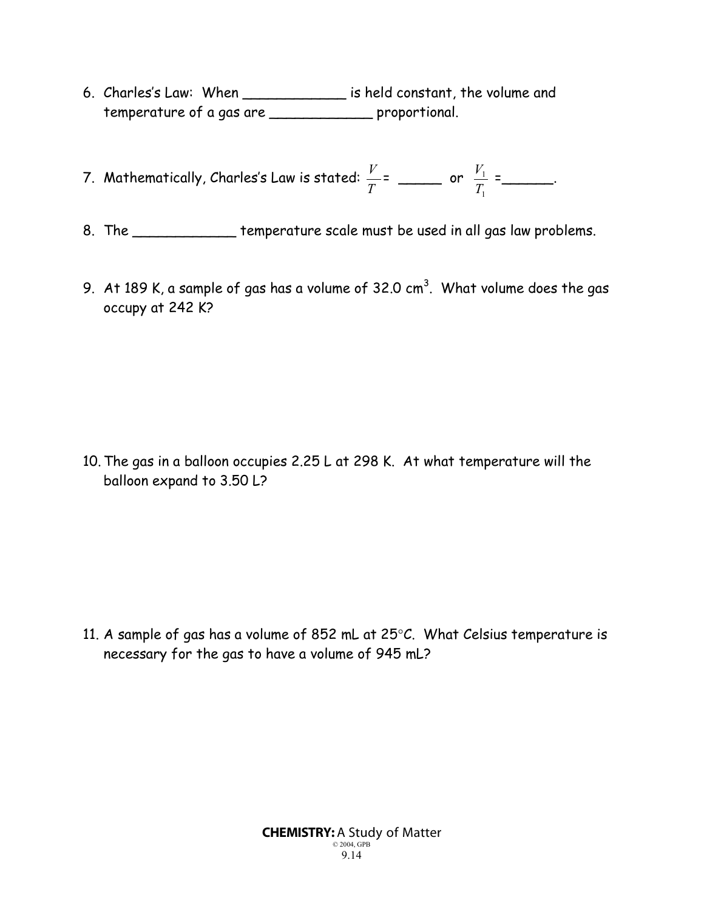6. Charles's Law: When ____________ is held constant, the volume and temperature of a gas are ____________ proportional.

7. Mathematically, Charles's Law is stated: $\frac{V}{T}$ = _____ or $\frac{V_1}{T_1}$ =______.

8. The ____________ temperature scale must be used in all gas law problems.

9. At 189 K, a sample of gas has a volume of 32.0 cm$^3$. What volume does the gas occupy at 242 K?

10. The gas in a balloon occupies 2.25 L at 298 K. At what temperature will the balloon expand to 3.50 L?

11. A sample of gas has a volume of 852 mL at 25°C. What Celsius temperature is necessary for the gas to have a volume of 945 mL?

**CHEMISTRY:** A Study of Matter

© 2004, GPB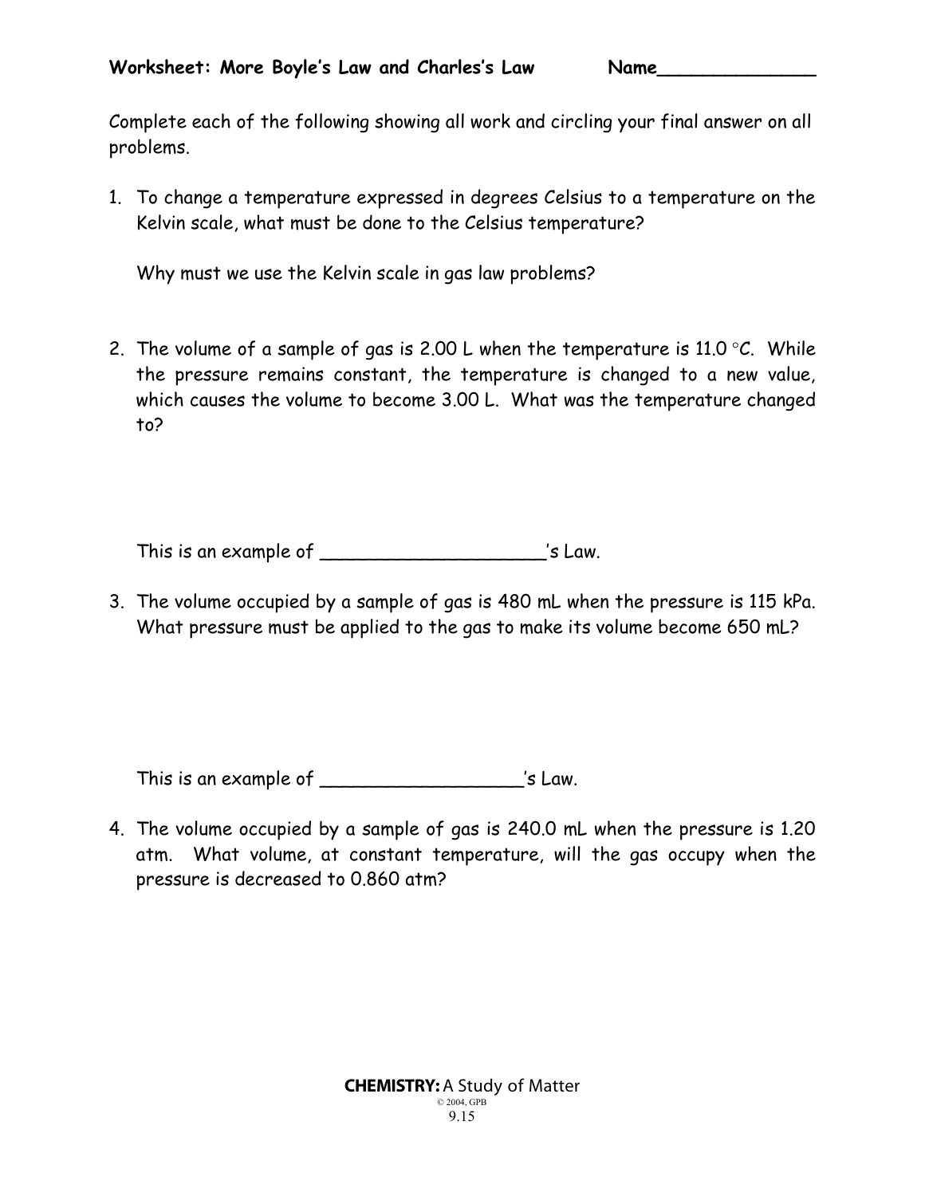**Worksheet: More Boyle's Law and Charles's Law** **Name______________**

Complete each of the following showing all work and circling your final answer on all problems.

1. To change a temperature expressed in degrees Celsius to a temperature on the Kelvin scale, what must be done to the Celsius temperature?

   Why must we use the Kelvin scale in gas law problems?

2. The volume of a sample of gas is 2.00 L when the temperature is 11.0 °C. While the pressure remains constant, the temperature is changed to a new value, which causes the volume to become 3.00 L. What was the temperature changed to?

   This is an example of ____________________'s Law.

3. The volume occupied by a sample of gas is 480 mL when the pressure is 115 kPa. What pressure must be applied to the gas to make its volume become 650 mL?

   This is an example of __________________'s Law.

4. The volume occupied by a sample of gas is 240.0 mL when the pressure is 1.20 atm. What volume, at constant temperature, will the gas occupy when the pressure is decreased to 0.860 atm?

**CHEMISTRY:** A Study of Matter
© 2004, GPB
9.15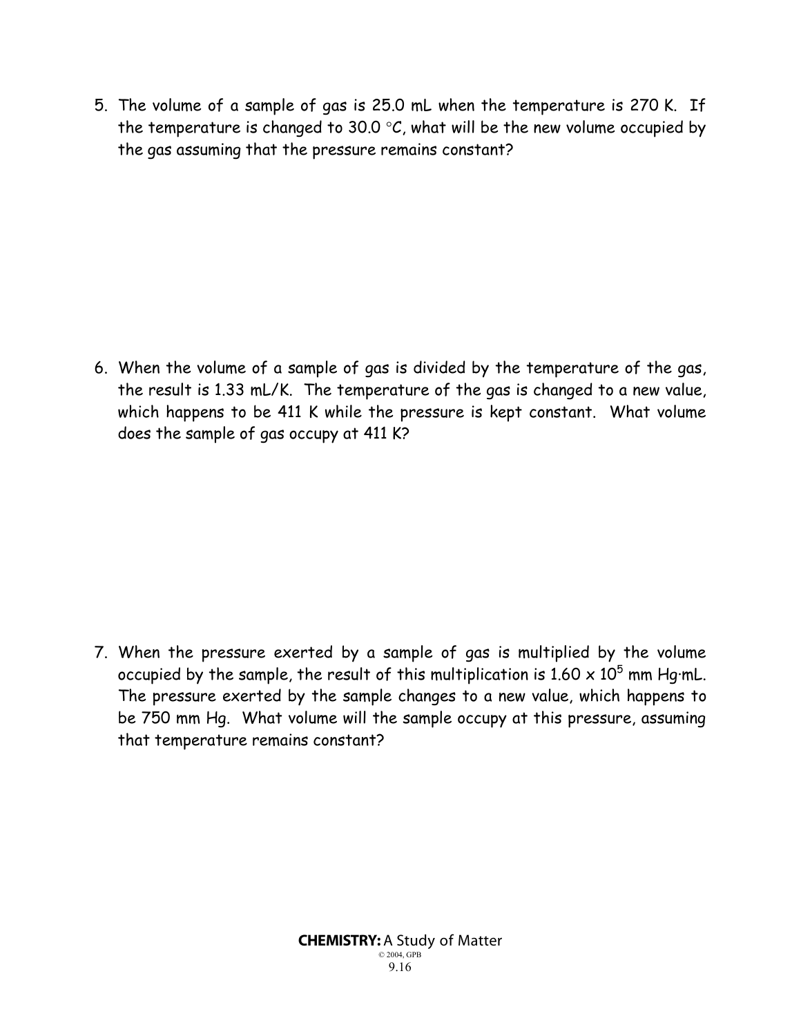5. The volume of a sample of gas is 25.0 mL when the temperature is 270 K. If the temperature is changed to 30.0 °C, what will be the new volume occupied by the gas assuming that the pressure remains constant?

6. When the volume of a sample of gas is divided by the temperature of the gas, the result is 1.33 mL/K. The temperature of the gas is changed to a new value, which happens to be 411 K while the pressure is kept constant. What volume does the sample of gas occupy at 411 K?

7. When the pressure exerted by a sample of gas is multiplied by the volume occupied by the sample, the result of this multiplication is $1.60 \times 10^5$ mm Hg·mL. The pressure exerted by the sample changes to a new value, which happens to be 750 mm Hg. What volume will the sample occupy at this pressure, assuming that temperature remains constant?